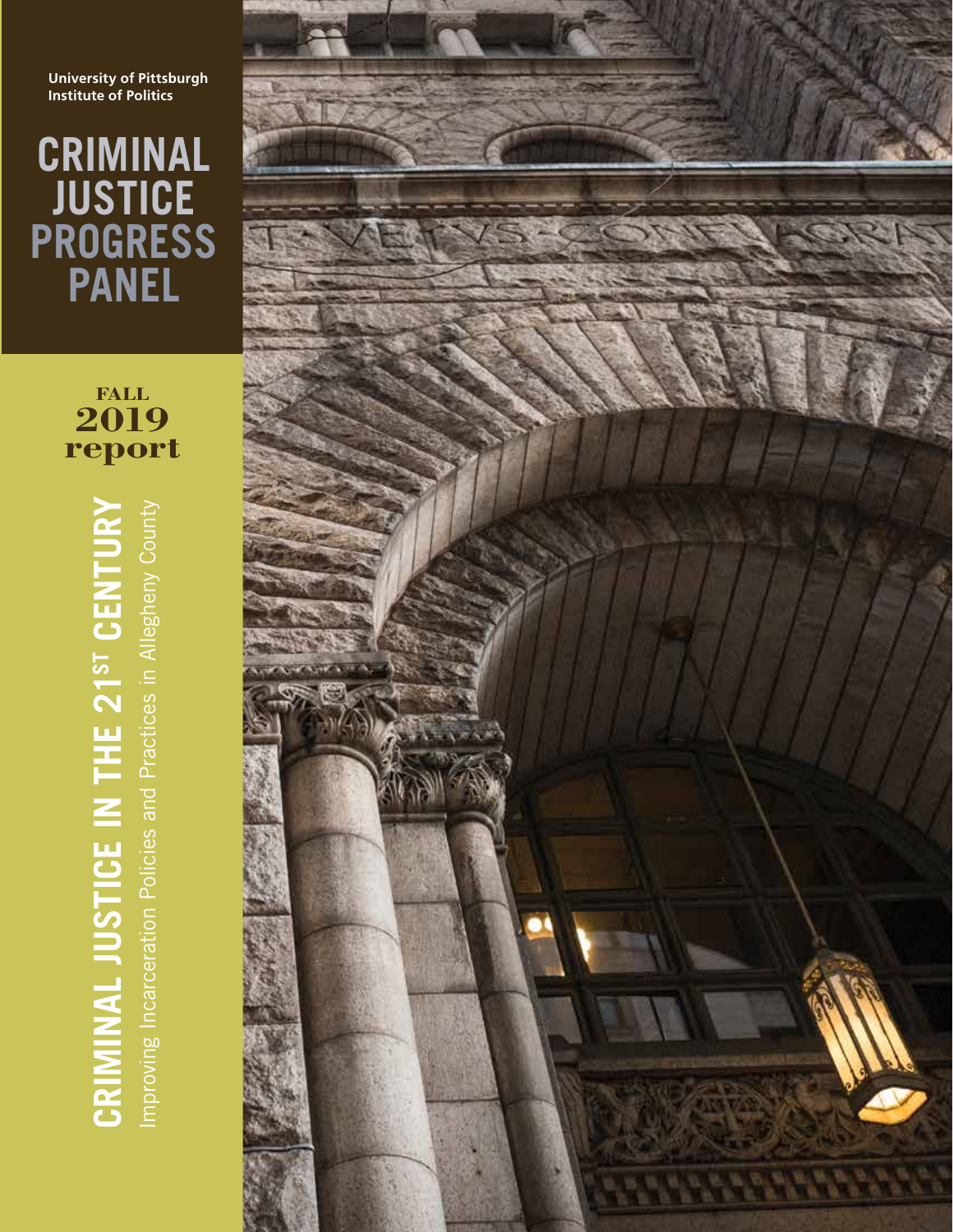University of Pittsburgh
Institute of Politics

# CRIMINAL JUSTICE PROGRESS PANEL

FALL
**2019**
**report**

## CRIMINAL JUSTICE IN THE 21ST CENTURY

Improving Incarceration Policies and Practices in Allegheny County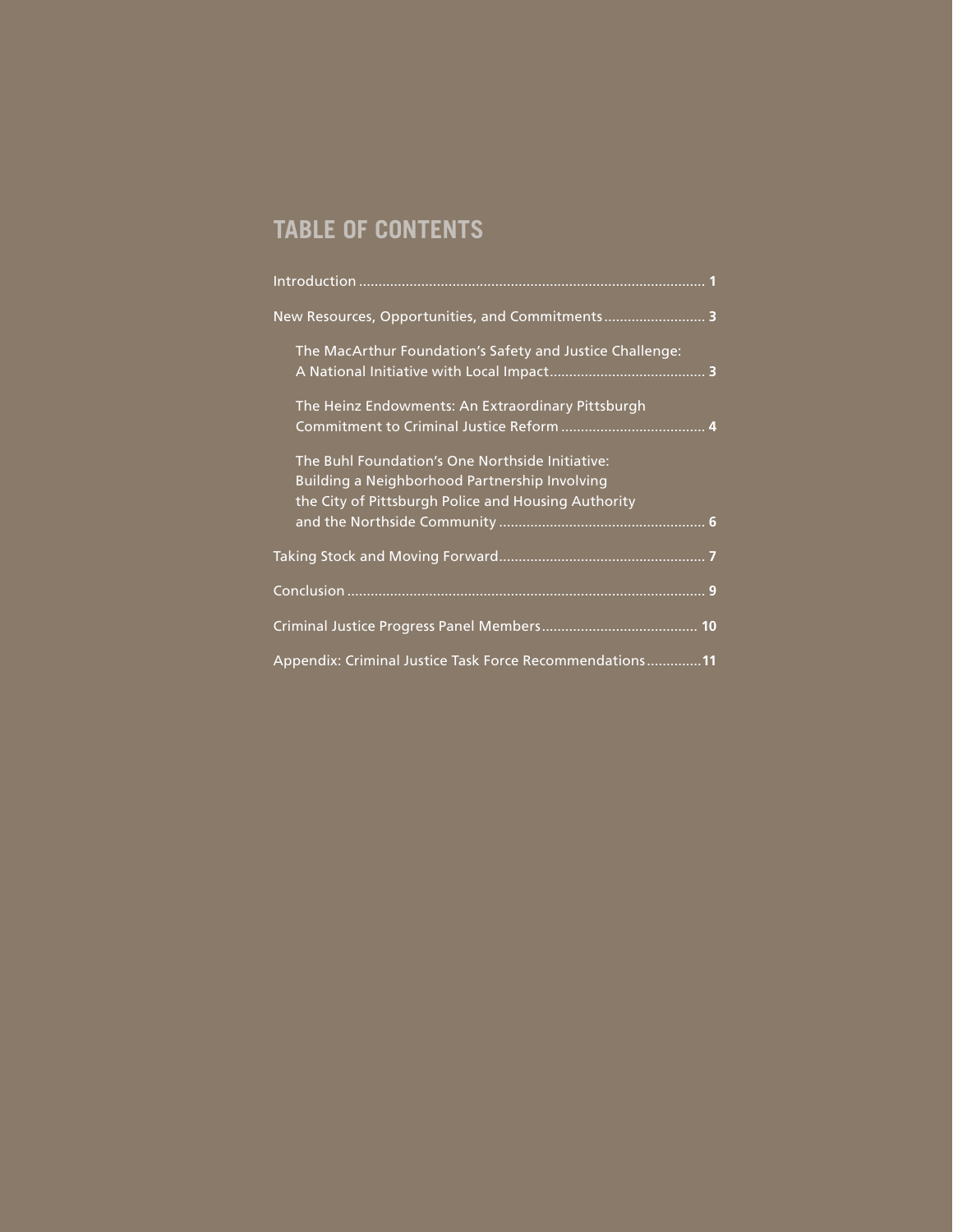## TABLE OF CONTENTS

Introduction ........................................................................................ **1**

New Resources, Opportunities, and Commitments .......................... **3**

- The MacArthur Foundation's Safety and Justice Challenge: A National Initiative with Local Impact ........................................ **3**
- The Heinz Endowments: An Extraordinary Pittsburgh Commitment to Criminal Justice Reform ..................................... **4**
- The Buhl Foundation's One Northside Initiative: Building a Neighborhood Partnership Involving the City of Pittsburgh Police and Housing Authority and the Northside Community ..................................................... **6**

Taking Stock and Moving Forward...................................................... **7**

Conclusion ........................................................................................... **9**

Criminal Justice Progress Panel Members ........................................ **10**

Appendix: Criminal Justice Task Force Recommendations..............**11**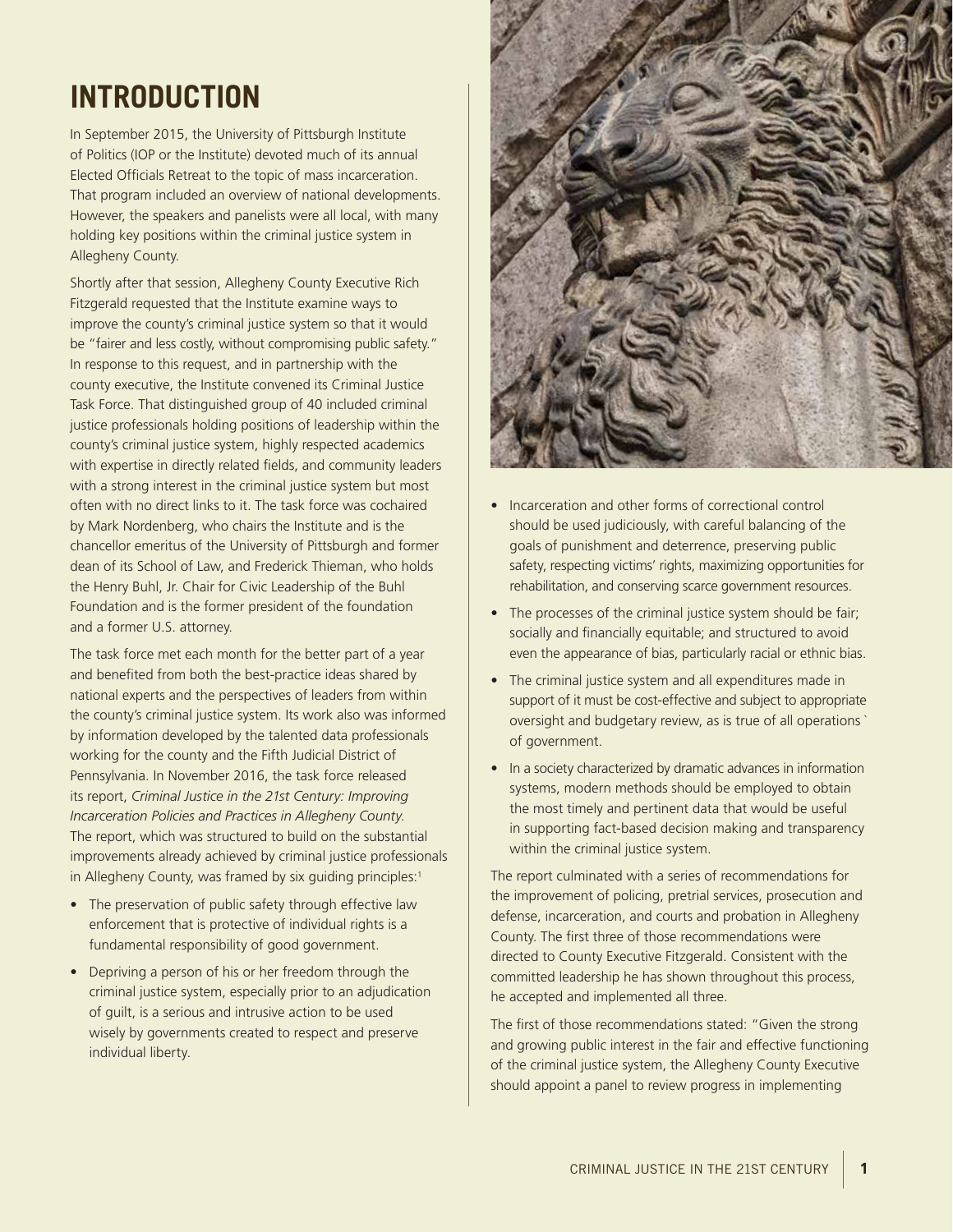# INTRODUCTION

In September 2015, the University of Pittsburgh Institute of Politics (IOP or the Institute) devoted much of its annual Elected Officials Retreat to the topic of mass incarceration. That program included an overview of national developments. However, the speakers and panelists were all local, with many holding key positions within the criminal justice system in Allegheny County.

Shortly after that session, Allegheny County Executive Rich Fitzgerald requested that the Institute examine ways to improve the county's criminal justice system so that it would be "fairer and less costly, without compromising public safety." In response to this request, and in partnership with the county executive, the Institute convened its Criminal Justice Task Force. That distinguished group of 40 included criminal justice professionals holding positions of leadership within the county's criminal justice system, highly respected academics with expertise in directly related fields, and community leaders with a strong interest in the criminal justice system but most often with no direct links to it. The task force was cochaired by Mark Nordenberg, who chairs the Institute and is the chancellor emeritus of the University of Pittsburgh and former dean of its School of Law, and Frederick Thieman, who holds the Henry Buhl, Jr. Chair for Civic Leadership of the Buhl Foundation and is the former president of the foundation and a former U.S. attorney.

The task force met each month for the better part of a year and benefited from both the best-practice ideas shared by national experts and the perspectives of leaders from within the county's criminal justice system. Its work also was informed by information developed by the talented data professionals working for the county and the Fifth Judicial District of Pennsylvania. In November 2016, the task force released its report, *Criminal Justice in the 21st Century: Improving Incarceration Policies and Practices in Allegheny County.* The report, which was structured to build on the substantial improvements already achieved by criminal justice professionals in Allegheny County, was framed by six guiding principles:[1]

- The preservation of public safety through effective law enforcement that is protective of individual rights is a fundamental responsibility of good government.
- Depriving a person of his or her freedom through the criminal justice system, especially prior to an adjudication of guilt, is a serious and intrusive action to be used wisely by governments created to respect and preserve individual liberty.
- Incarceration and other forms of correctional control should be used judiciously, with careful balancing of the goals of punishment and deterrence, preserving public safety, respecting victims' rights, maximizing opportunities for rehabilitation, and conserving scarce government resources.
- The processes of the criminal justice system should be fair; socially and financially equitable; and structured to avoid even the appearance of bias, particularly racial or ethnic bias.
- The criminal justice system and all expenditures made in support of it must be cost-effective and subject to appropriate oversight and budgetary review, as is true of all operations ` of government.
- In a society characterized by dramatic advances in information systems, modern methods should be employed to obtain the most timely and pertinent data that would be useful in supporting fact-based decision making and transparency within the criminal justice system.

The report culminated with a series of recommendations for the improvement of policing, pretrial services, prosecution and defense, incarceration, and courts and probation in Allegheny County. The first three of those recommendations were directed to County Executive Fitzgerald. Consistent with the committed leadership he has shown throughout this process, he accepted and implemented all three.

The first of those recommendations stated: "Given the strong and growing public interest in the fair and effective functioning of the criminal justice system, the Allegheny County Executive should appoint a panel to review progress in implementing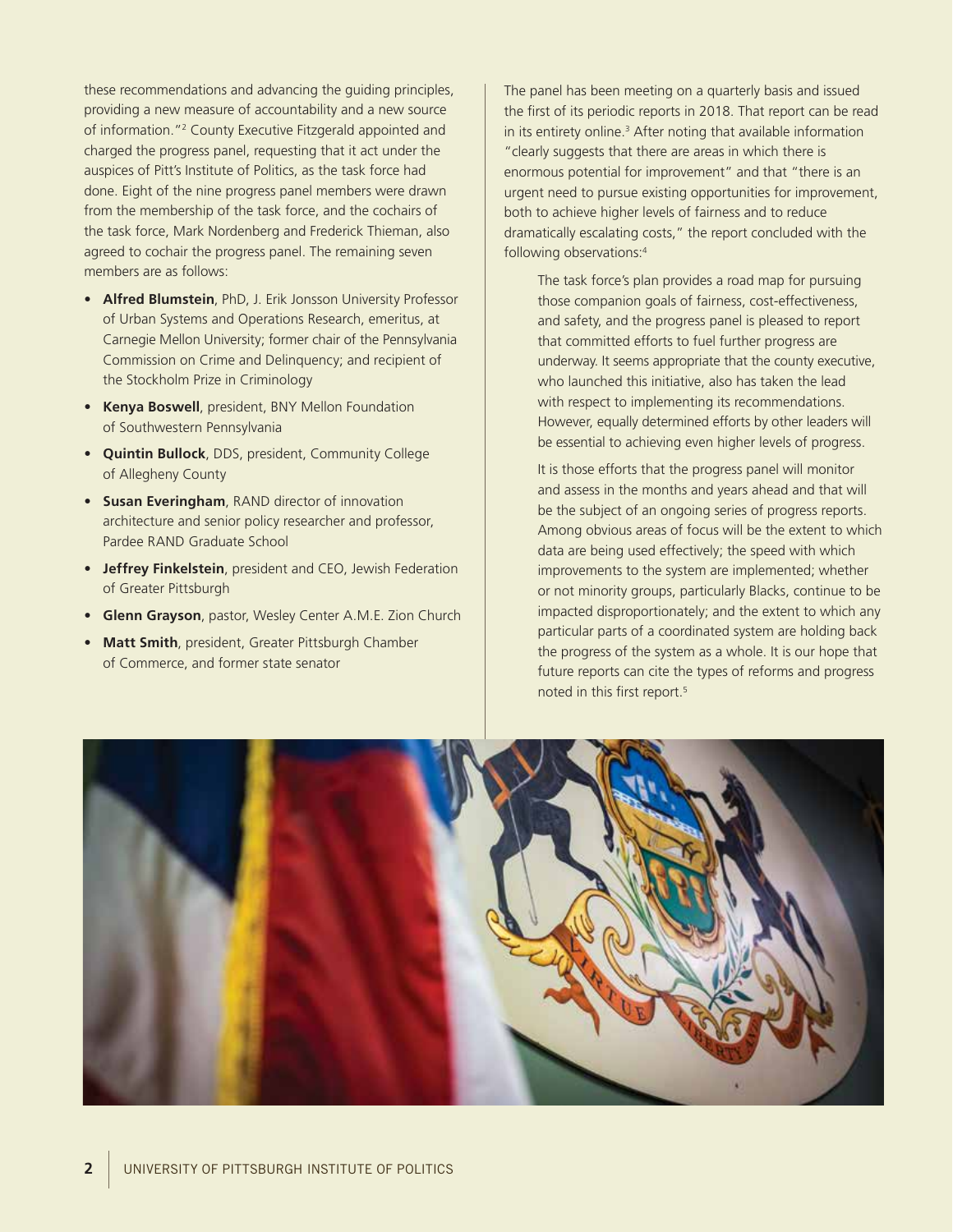these recommendations and advancing the guiding principles, providing a new measure of accountability and a new source of information."[2] County Executive Fitzgerald appointed and charged the progress panel, requesting that it act under the auspices of Pitt's Institute of Politics, as the task force had done. Eight of the nine progress panel members were drawn from the membership of the task force, and the cochairs of the task force, Mark Nordenberg and Frederick Thieman, also agreed to cochair the progress panel. The remaining seven members are as follows:

- **Alfred Blumstein**, PhD, J. Erik Jonsson University Professor of Urban Systems and Operations Research, emeritus, at Carnegie Mellon University; former chair of the Pennsylvania Commission on Crime and Delinquency; and recipient of the Stockholm Prize in Criminology
- **Kenya Boswell**, president, BNY Mellon Foundation of Southwestern Pennsylvania
- **Quintin Bullock**, DDS, president, Community College of Allegheny County
- **Susan Everingham**, RAND director of innovation architecture and senior policy researcher and professor, Pardee RAND Graduate School
- **Jeffrey Finkelstein**, president and CEO, Jewish Federation of Greater Pittsburgh
- **Glenn Grayson**, pastor, Wesley Center A.M.E. Zion Church
- **Matt Smith**, president, Greater Pittsburgh Chamber of Commerce, and former state senator

The panel has been meeting on a quarterly basis and issued the first of its periodic reports in 2018. That report can be read in its entirety online.[3] After noting that available information "clearly suggests that there are areas in which there is enormous potential for improvement" and that "there is an urgent need to pursue existing opportunities for improvement, both to achieve higher levels of fairness and to reduce dramatically escalating costs," the report concluded with the following observations:[4]

> The task force's plan provides a road map for pursuing those companion goals of fairness, cost-effectiveness, and safety, and the progress panel is pleased to report that committed efforts to fuel further progress are underway. It seems appropriate that the county executive, who launched this initiative, also has taken the lead with respect to implementing its recommendations. However, equally determined efforts by other leaders will be essential to achieving even higher levels of progress.
>
> It is those efforts that the progress panel will monitor and assess in the months and years ahead and that will be the subject of an ongoing series of progress reports. Among obvious areas of focus will be the extent to which data are being used effectively; the speed with which improvements to the system are implemented; whether or not minority groups, particularly Blacks, continue to be impacted disproportionately; and the extent to which any particular parts of a coordinated system are holding back the progress of the system as a whole. It is our hope that future reports can cite the types of reforms and progress noted in this first report.[5]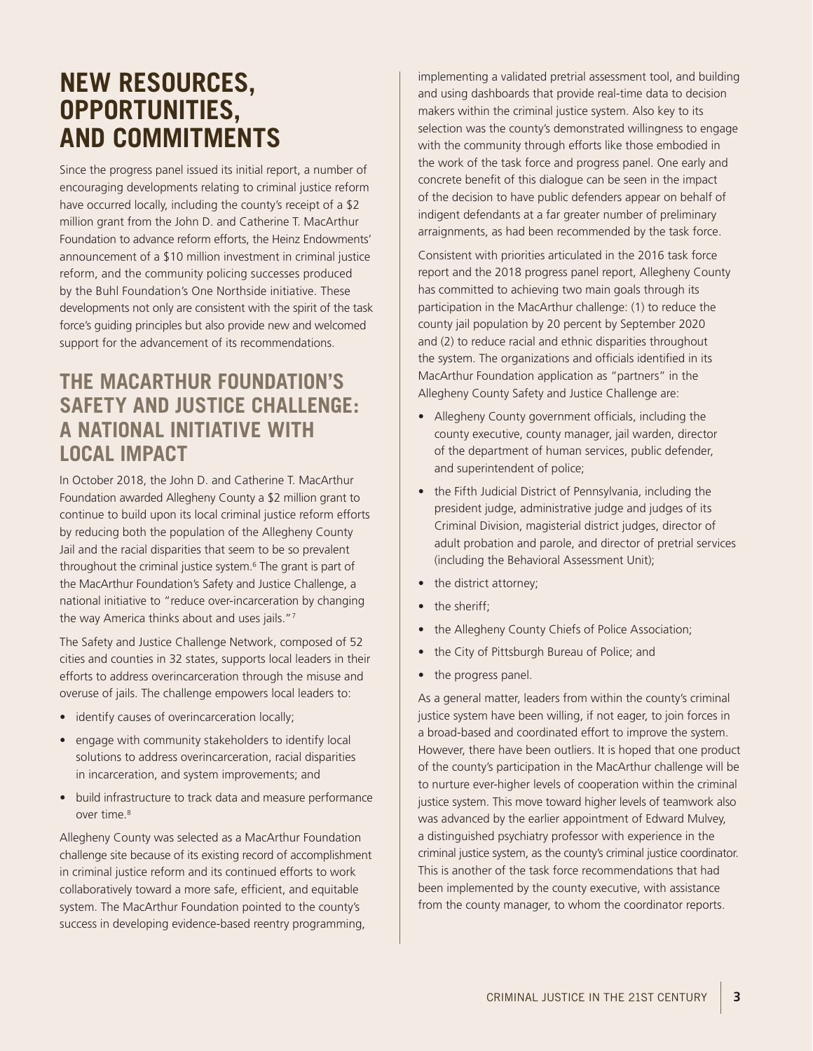# NEW RESOURCES, OPPORTUNITIES, AND COMMITMENTS

Since the progress panel issued its initial report, a number of encouraging developments relating to criminal justice reform have occurred locally, including the county's receipt of a $2 million grant from the John D. and Catherine T. MacArthur Foundation to advance reform efforts, the Heinz Endowments' announcement of a $10 million investment in criminal justice reform, and the community policing successes produced by the Buhl Foundation's One Northside initiative. These developments not only are consistent with the spirit of the task force's guiding principles but also provide new and welcomed support for the advancement of its recommendations.

## THE MACARTHUR FOUNDATION'S SAFETY AND JUSTICE CHALLENGE: A NATIONAL INITIATIVE WITH LOCAL IMPACT

In October 2018, the John D. and Catherine T. MacArthur Foundation awarded Allegheny County a $2 million grant to continue to build upon its local criminal justice reform efforts by reducing both the population of the Allegheny County Jail and the racial disparities that seem to be so prevalent throughout the criminal justice system.[6] The grant is part of the MacArthur Foundation's Safety and Justice Challenge, a national initiative to "reduce over-incarceration by changing the way America thinks about and uses jails."[7]

The Safety and Justice Challenge Network, composed of 52 cities and counties in 32 states, supports local leaders in their efforts to address overincarceration through the misuse and overuse of jails. The challenge empowers local leaders to:

- identify causes of overincarceration locally;
- engage with community stakeholders to identify local solutions to address overincarceration, racial disparities in incarceration, and system improvements; and
- build infrastructure to track data and measure performance over time.[8]

Allegheny County was selected as a MacArthur Foundation challenge site because of its existing record of accomplishment in criminal justice reform and its continued efforts to work collaboratively toward a more safe, efficient, and equitable system. The MacArthur Foundation pointed to the county's success in developing evidence-based reentry programming, implementing a validated pretrial assessment tool, and building and using dashboards that provide real-time data to decision makers within the criminal justice system. Also key to its selection was the county's demonstrated willingness to engage with the community through efforts like those embodied in the work of the task force and progress panel. One early and concrete benefit of this dialogue can be seen in the impact of the decision to have public defenders appear on behalf of indigent defendants at a far greater number of preliminary arraignments, as had been recommended by the task force.

Consistent with priorities articulated in the 2016 task force report and the 2018 progress panel report, Allegheny County has committed to achieving two main goals through its participation in the MacArthur challenge: (1) to reduce the county jail population by 20 percent by September 2020 and (2) to reduce racial and ethnic disparities throughout the system. The organizations and officials identified in its MacArthur Foundation application as "partners" in the Allegheny County Safety and Justice Challenge are:

- Allegheny County government officials, including the county executive, county manager, jail warden, director of the department of human services, public defender, and superintendent of police;
- the Fifth Judicial District of Pennsylvania, including the president judge, administrative judge and judges of its Criminal Division, magisterial district judges, director of adult probation and parole, and director of pretrial services (including the Behavioral Assessment Unit);
- the district attorney;
- the sheriff;
- the Allegheny County Chiefs of Police Association;
- the City of Pittsburgh Bureau of Police; and
- the progress panel.

As a general matter, leaders from within the county's criminal justice system have been willing, if not eager, to join forces in a broad-based and coordinated effort to improve the system. However, there have been outliers. It is hoped that one product of the county's participation in the MacArthur challenge will be to nurture ever-higher levels of cooperation within the criminal justice system. This move toward higher levels of teamwork also was advanced by the earlier appointment of Edward Mulvey, a distinguished psychiatry professor with experience in the criminal justice system, as the county's criminal justice coordinator. This is another of the task force recommendations that had been implemented by the county executive, with assistance from the county manager, to whom the coordinator reports.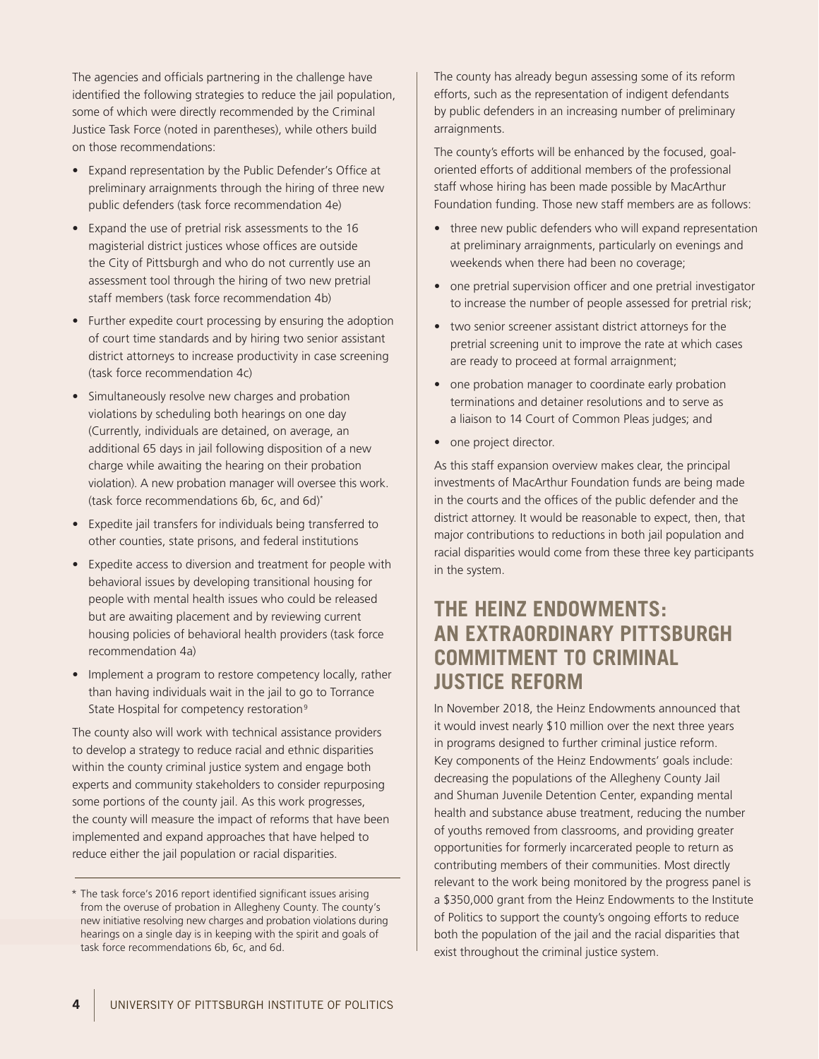The agencies and officials partnering in the challenge have identified the following strategies to reduce the jail population, some of which were directly recommended by the Criminal Justice Task Force (noted in parentheses), while others build on those recommendations:

- Expand representation by the Public Defender's Office at preliminary arraignments through the hiring of three new public defenders (task force recommendation 4e)
- Expand the use of pretrial risk assessments to the 16 magisterial district justices whose offices are outside the City of Pittsburgh and who do not currently use an assessment tool through the hiring of two new pretrial staff members (task force recommendation 4b)
- Further expedite court processing by ensuring the adoption of court time standards and by hiring two senior assistant district attorneys to increase productivity in case screening (task force recommendation 4c)
- Simultaneously resolve new charges and probation violations by scheduling both hearings on one day (Currently, individuals are detained, on average, an additional 65 days in jail following disposition of a new charge while awaiting the hearing on their probation violation). A new probation manager will oversee this work. (task force recommendations 6b, 6c, and 6d)*
- Expedite jail transfers for individuals being transferred to other counties, state prisons, and federal institutions
- Expedite access to diversion and treatment for people with behavioral issues by developing transitional housing for people with mental health issues who could be released but are awaiting placement and by reviewing current housing policies of behavioral health providers (task force recommendation 4a)
- Implement a program to restore competency locally, rather than having individuals wait in the jail to go to Torrance State Hospital for competency restoration[9]

The county also will work with technical assistance providers to develop a strategy to reduce racial and ethnic disparities within the county criminal justice system and engage both experts and community stakeholders to consider repurposing some portions of the county jail. As this work progresses, the county will measure the impact of reforms that have been implemented and expand approaches that have helped to reduce either the jail population or racial disparities.

\* The task force's 2016 report identified significant issues arising from the overuse of probation in Allegheny County. The county's new initiative resolving new charges and probation violations during hearings on a single day is in keeping with the spirit and goals of task force recommendations 6b, 6c, and 6d.

The county has already begun assessing some of its reform efforts, such as the representation of indigent defendants by public defenders in an increasing number of preliminary arraignments.

The county's efforts will be enhanced by the focused, goal-oriented efforts of additional members of the professional staff whose hiring has been made possible by MacArthur Foundation funding. Those new staff members are as follows:

- three new public defenders who will expand representation at preliminary arraignments, particularly on evenings and weekends when there had been no coverage;
- one pretrial supervision officer and one pretrial investigator to increase the number of people assessed for pretrial risk;
- two senior screener assistant district attorneys for the pretrial screening unit to improve the rate at which cases are ready to proceed at formal arraignment;
- one probation manager to coordinate early probation terminations and detainer resolutions and to serve as a liaison to 14 Court of Common Pleas judges; and
- one project director.

As this staff expansion overview makes clear, the principal investments of MacArthur Foundation funds are being made in the courts and the offices of the public defender and the district attorney. It would be reasonable to expect, then, that major contributions to reductions in both jail population and racial disparities would come from these three key participants in the system.

## THE HEINZ ENDOWMENTS: AN EXTRAORDINARY PITTSBURGH COMMITMENT TO CRIMINAL JUSTICE REFORM

In November 2018, the Heinz Endowments announced that it would invest nearly $10 million over the next three years in programs designed to further criminal justice reform. Key components of the Heinz Endowments' goals include: decreasing the populations of the Allegheny County Jail and Shuman Juvenile Detention Center, expanding mental health and substance abuse treatment, reducing the number of youths removed from classrooms, and providing greater opportunities for formerly incarcerated people to return as contributing members of their communities. Most directly relevant to the work being monitored by the progress panel is a $350,000 grant from the Heinz Endowments to the Institute of Politics to support the county's ongoing efforts to reduce both the population of the jail and the racial disparities that exist throughout the criminal justice system.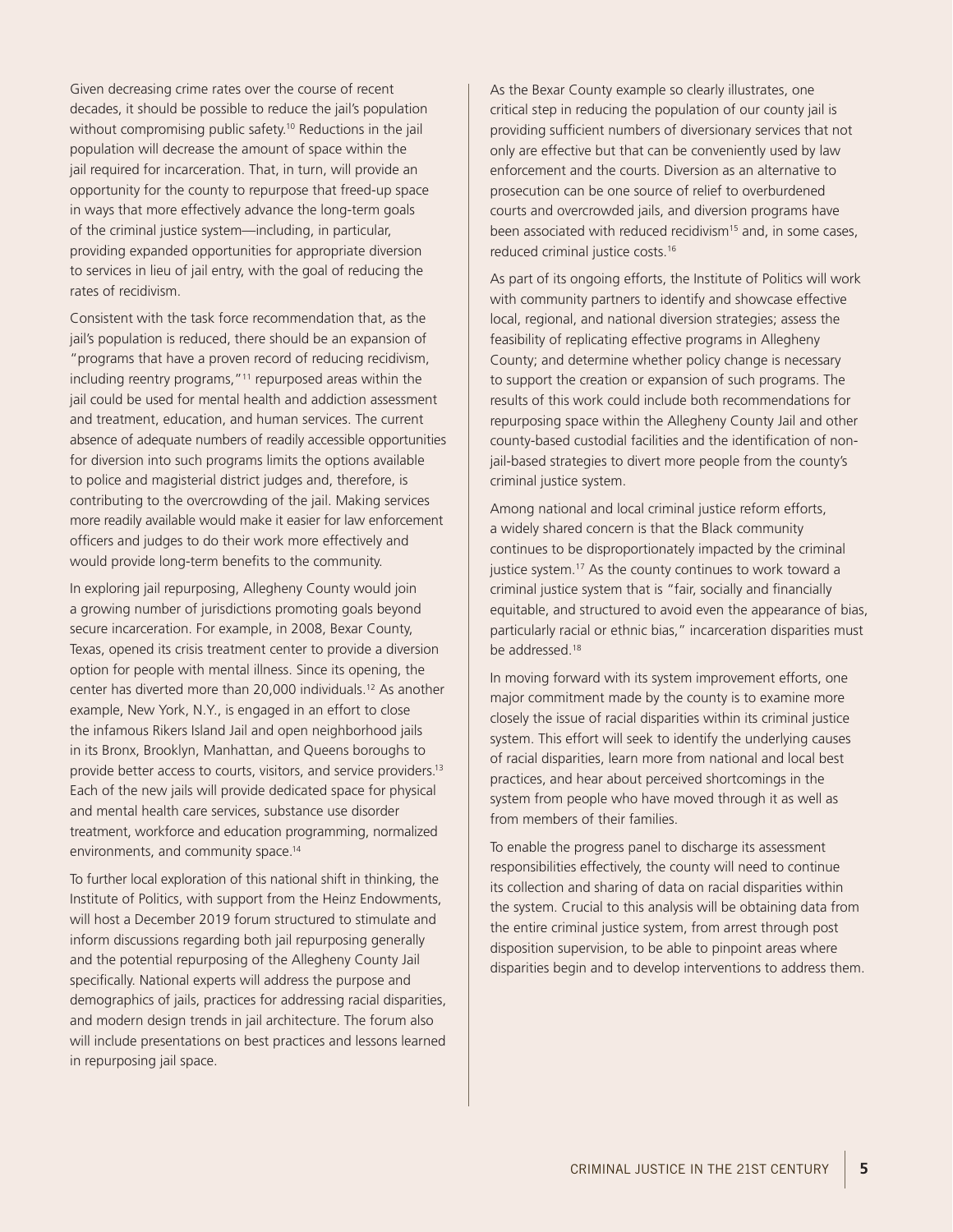Given decreasing crime rates over the course of recent decades, it should be possible to reduce the jail's population without compromising public safety.[10] Reductions in the jail population will decrease the amount of space within the jail required for incarceration. That, in turn, will provide an opportunity for the county to repurpose that freed-up space in ways that more effectively advance the long-term goals of the criminal justice system—including, in particular, providing expanded opportunities for appropriate diversion to services in lieu of jail entry, with the goal of reducing the rates of recidivism.

Consistent with the task force recommendation that, as the jail's population is reduced, there should be an expansion of "programs that have a proven record of reducing recidivism, including reentry programs,"[11] repurposed areas within the jail could be used for mental health and addiction assessment and treatment, education, and human services. The current absence of adequate numbers of readily accessible opportunities for diversion into such programs limits the options available to police and magisterial district judges and, therefore, is contributing to the overcrowding of the jail. Making services more readily available would make it easier for law enforcement officers and judges to do their work more effectively and would provide long-term benefits to the community.

In exploring jail repurposing, Allegheny County would join a growing number of jurisdictions promoting goals beyond secure incarceration. For example, in 2008, Bexar County, Texas, opened its crisis treatment center to provide a diversion option for people with mental illness. Since its opening, the center has diverted more than 20,000 individuals.[12] As another example, New York, N.Y., is engaged in an effort to close the infamous Rikers Island Jail and open neighborhood jails in its Bronx, Brooklyn, Manhattan, and Queens boroughs to provide better access to courts, visitors, and service providers.[13] Each of the new jails will provide dedicated space for physical and mental health care services, substance use disorder treatment, workforce and education programming, normalized environments, and community space.[14]

To further local exploration of this national shift in thinking, the Institute of Politics, with support from the Heinz Endowments, will host a December 2019 forum structured to stimulate and inform discussions regarding both jail repurposing generally and the potential repurposing of the Allegheny County Jail specifically. National experts will address the purpose and demographics of jails, practices for addressing racial disparities, and modern design trends in jail architecture. The forum also will include presentations on best practices and lessons learned in repurposing jail space.

As the Bexar County example so clearly illustrates, one critical step in reducing the population of our county jail is providing sufficient numbers of diversionary services that not only are effective but that can be conveniently used by law enforcement and the courts. Diversion as an alternative to prosecution can be one source of relief to overburdened courts and overcrowded jails, and diversion programs have been associated with reduced recidivism[15] and, in some cases, reduced criminal justice costs.[16]

As part of its ongoing efforts, the Institute of Politics will work with community partners to identify and showcase effective local, regional, and national diversion strategies; assess the feasibility of replicating effective programs in Allegheny County; and determine whether policy change is necessary to support the creation or expansion of such programs. The results of this work could include both recommendations for repurposing space within the Allegheny County Jail and other county-based custodial facilities and the identification of non-jail-based strategies to divert more people from the county's criminal justice system.

Among national and local criminal justice reform efforts, a widely shared concern is that the Black community continues to be disproportionately impacted by the criminal justice system.[17] As the county continues to work toward a criminal justice system that is "fair, socially and financially equitable, and structured to avoid even the appearance of bias, particularly racial or ethnic bias," incarceration disparities must be addressed.[18]

In moving forward with its system improvement efforts, one major commitment made by the county is to examine more closely the issue of racial disparities within its criminal justice system. This effort will seek to identify the underlying causes of racial disparities, learn more from national and local best practices, and hear about perceived shortcomings in the system from people who have moved through it as well as from members of their families.

To enable the progress panel to discharge its assessment responsibilities effectively, the county will need to continue its collection and sharing of data on racial disparities within the system. Crucial to this analysis will be obtaining data from the entire criminal justice system, from arrest through post disposition supervision, to be able to pinpoint areas where disparities begin and to develop interventions to address them.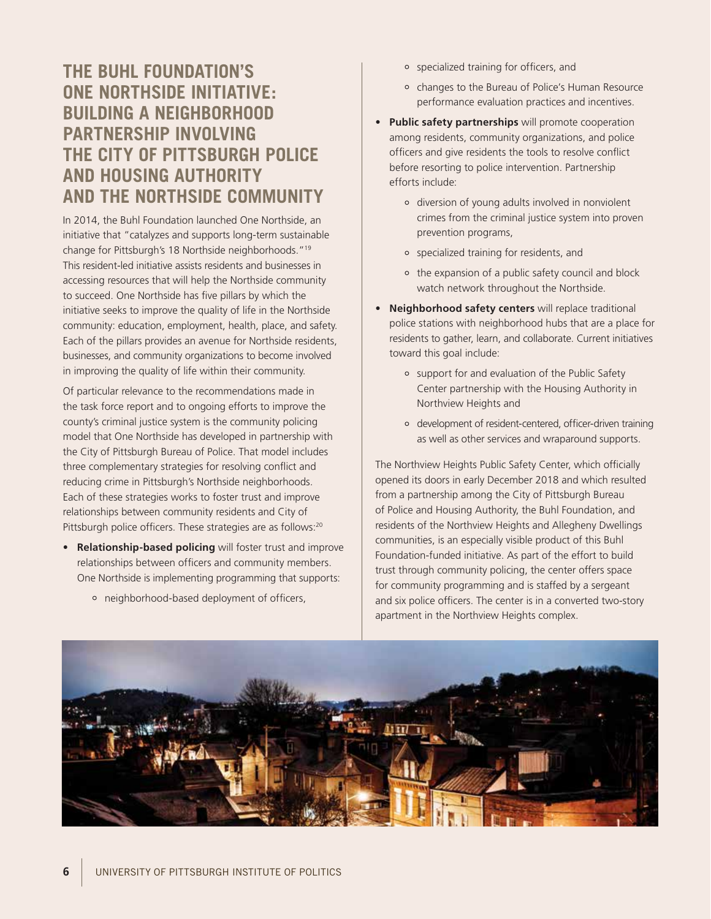## THE BUHL FOUNDATION'S ONE NORTHSIDE INITIATIVE: BUILDING A NEIGHBORHOOD PARTNERSHIP INVOLVING THE CITY OF PITTSBURGH POLICE AND HOUSING AUTHORITY AND THE NORTHSIDE COMMUNITY

In 2014, the Buhl Foundation launched One Northside, an initiative that "catalyzes and supports long-term sustainable change for Pittsburgh's 18 Northside neighborhoods."[19] This resident-led initiative assists residents and businesses in accessing resources that will help the Northside community to succeed. One Northside has five pillars by which the initiative seeks to improve the quality of life in the Northside community: education, employment, health, place, and safety. Each of the pillars provides an avenue for Northside residents, businesses, and community organizations to become involved in improving the quality of life within their community.

Of particular relevance to the recommendations made in the task force report and to ongoing efforts to improve the county's criminal justice system is the community policing model that One Northside has developed in partnership with the City of Pittsburgh Bureau of Police. That model includes three complementary strategies for resolving conflict and reducing crime in Pittsburgh's Northside neighborhoods. Each of these strategies works to foster trust and improve relationships between community residents and City of Pittsburgh police officers. These strategies are as follows:[20]

- **Relationship-based policing** will foster trust and improve relationships between officers and community members. One Northside is implementing programming that supports:
    - neighborhood-based deployment of officers,
    - specialized training for officers, and
    - changes to the Bureau of Police's Human Resource performance evaluation practices and incentives.
- **Public safety partnerships** will promote cooperation among residents, community organizations, and police officers and give residents the tools to resolve conflict before resorting to police intervention. Partnership efforts include:
    - diversion of young adults involved in nonviolent crimes from the criminal justice system into proven prevention programs,
    - specialized training for residents, and
    - the expansion of a public safety council and block watch network throughout the Northside.
- **Neighborhood safety centers** will replace traditional police stations with neighborhood hubs that are a place for residents to gather, learn, and collaborate. Current initiatives toward this goal include:
    - support for and evaluation of the Public Safety Center partnership with the Housing Authority in Northview Heights and
    - development of resident-centered, officer-driven training as well as other services and wraparound supports.

The Northview Heights Public Safety Center, which officially opened its doors in early December 2018 and which resulted from a partnership among the City of Pittsburgh Bureau of Police and Housing Authority, the Buhl Foundation, and residents of the Northview Heights and Allegheny Dwellings communities, is an especially visible product of this Buhl Foundation-funded initiative. As part of the effort to build trust through community policing, the center offers space for community programming and is staffed by a sergeant and six police officers. The center is in a converted two-story apartment in the Northview Heights complex.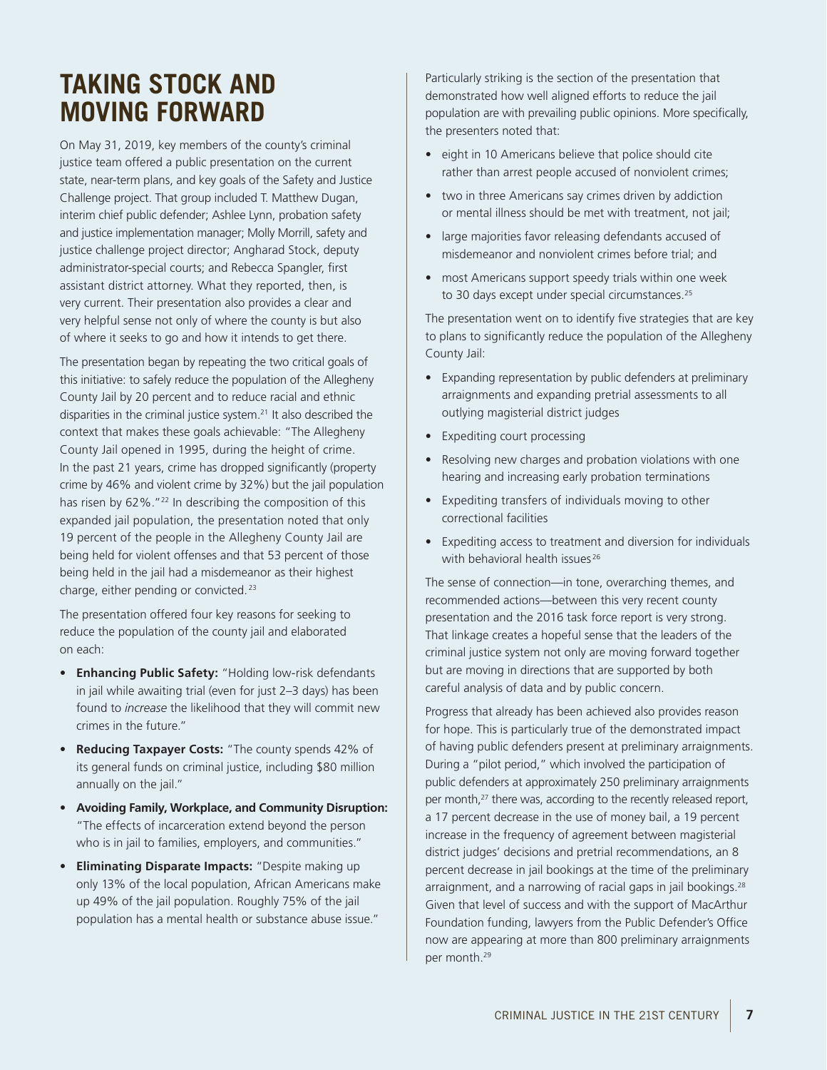# TAKING STOCK AND MOVING FORWARD

On May 31, 2019, key members of the county's criminal justice team offered a public presentation on the current state, near-term plans, and key goals of the Safety and Justice Challenge project. That group included T. Matthew Dugan, interim chief public defender; Ashlee Lynn, probation safety and justice implementation manager; Molly Morrill, safety and justice challenge project director; Angharad Stock, deputy administrator-special courts; and Rebecca Spangler, first assistant district attorney. What they reported, then, is very current. Their presentation also provides a clear and very helpful sense not only of where the county is but also of where it seeks to go and how it intends to get there.

The presentation began by repeating the two critical goals of this initiative: to safely reduce the population of the Allegheny County Jail by 20 percent and to reduce racial and ethnic disparities in the criminal justice system.[21] It also described the context that makes these goals achievable: "The Allegheny County Jail opened in 1995, during the height of crime. In the past 21 years, crime has dropped significantly (property crime by 46% and violent crime by 32%) but the jail population has risen by 62%."[22] In describing the composition of this expanded jail population, the presentation noted that only 19 percent of the people in the Allegheny County Jail are being held for violent offenses and that 53 percent of those being held in the jail had a misdemeanor as their highest charge, either pending or convicted.[23]

The presentation offered four key reasons for seeking to reduce the population of the county jail and elaborated on each:

- **Enhancing Public Safety:** "Holding low-risk defendants in jail while awaiting trial (even for just 2–3 days) has been found to *increase* the likelihood that they will commit new crimes in the future."
- **Reducing Taxpayer Costs:** "The county spends 42% of its general funds on criminal justice, including $80 million annually on the jail."
- **Avoiding Family, Workplace, and Community Disruption:** "The effects of incarceration extend beyond the person who is in jail to families, employers, and communities."
- **Eliminating Disparate Impacts:** "Despite making up only 13% of the local population, African Americans make up 49% of the jail population. Roughly 75% of the jail population has a mental health or substance abuse issue."

Particularly striking is the section of the presentation that demonstrated how well aligned efforts to reduce the jail population are with prevailing public opinions. More specifically, the presenters noted that:

- eight in 10 Americans believe that police should cite rather than arrest people accused of nonviolent crimes;
- two in three Americans say crimes driven by addiction or mental illness should be met with treatment, not jail;
- large majorities favor releasing defendants accused of misdemeanor and nonviolent crimes before trial; and
- most Americans support speedy trials within one week to 30 days except under special circumstances.[25]

The presentation went on to identify five strategies that are key to plans to significantly reduce the population of the Allegheny County Jail:

- Expanding representation by public defenders at preliminary arraignments and expanding pretrial assessments to all outlying magisterial district judges
- Expediting court processing
- Resolving new charges and probation violations with one hearing and increasing early probation terminations
- Expediting transfers of individuals moving to other correctional facilities
- Expediting access to treatment and diversion for individuals with behavioral health issues[26]

The sense of connection—in tone, overarching themes, and recommended actions—between this very recent county presentation and the 2016 task force report is very strong. That linkage creates a hopeful sense that the leaders of the criminal justice system not only are moving forward together but are moving in directions that are supported by both careful analysis of data and by public concern.

Progress that already has been achieved also provides reason for hope. This is particularly true of the demonstrated impact of having public defenders present at preliminary arraignments. During a "pilot period," which involved the participation of public defenders at approximately 250 preliminary arraignments per month,[27] there was, according to the recently released report, a 17 percent decrease in the use of money bail, a 19 percent increase in the frequency of agreement between magisterial district judges' decisions and pretrial recommendations, an 8 percent decrease in jail bookings at the time of the preliminary arraignment, and a narrowing of racial gaps in jail bookings.[28] Given that level of success and with the support of MacArthur Foundation funding, lawyers from the Public Defender's Office now are appearing at more than 800 preliminary arraignments per month.[29]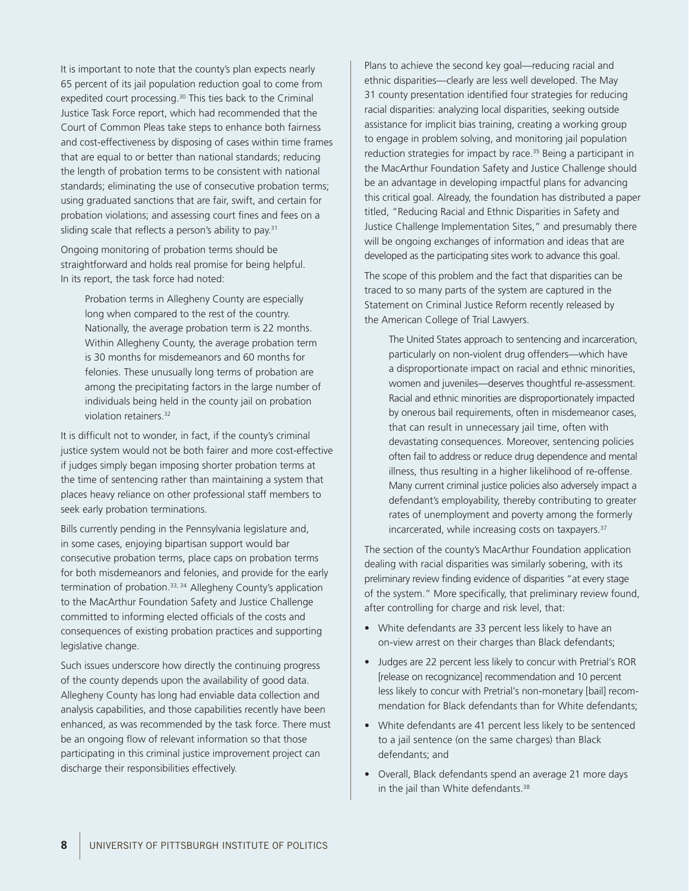It is important to note that the county's plan expects nearly 65 percent of its jail population reduction goal to come from expedited court processing.[30] This ties back to the Criminal Justice Task Force report, which had recommended that the Court of Common Pleas take steps to enhance both fairness and cost-effectiveness by disposing of cases within time frames that are equal to or better than national standards; reducing the length of probation terms to be consistent with national standards; eliminating the use of consecutive probation terms; using graduated sanctions that are fair, swift, and certain for probation violations; and assessing court fines and fees on a sliding scale that reflects a person's ability to pay.[31]

Ongoing monitoring of probation terms should be straightforward and holds real promise for being helpful. In its report, the task force had noted:

> Probation terms in Allegheny County are especially long when compared to the rest of the country. Nationally, the average probation term is 22 months. Within Allegheny County, the average probation term is 30 months for misdemeanors and 60 months for felonies. These unusually long terms of probation are among the precipitating factors in the large number of individuals being held in the county jail on probation violation retainers.[32]

It is difficult not to wonder, in fact, if the county's criminal justice system would not be both fairer and more cost-effective if judges simply began imposing shorter probation terms at the time of sentencing rather than maintaining a system that places heavy reliance on other professional staff members to seek early probation terminations.

Bills currently pending in the Pennsylvania legislature and, in some cases, enjoying bipartisan support would bar consecutive probation terms, place caps on probation terms for both misdemeanors and felonies, and provide for the early termination of probation.[33, 34] Allegheny County's application to the MacArthur Foundation Safety and Justice Challenge committed to informing elected officials of the costs and consequences of existing probation practices and supporting legislative change.

Such issues underscore how directly the continuing progress of the county depends upon the availability of good data. Allegheny County has long had enviable data collection and analysis capabilities, and those capabilities recently have been enhanced, as was recommended by the task force. There must be an ongoing flow of relevant information so that those participating in this criminal justice improvement project can discharge their responsibilities effectively.

Plans to achieve the second key goal—reducing racial and ethnic disparities—clearly are less well developed. The May 31 county presentation identified four strategies for reducing racial disparities: analyzing local disparities, seeking outside assistance for implicit bias training, creating a working group to engage in problem solving, and monitoring jail population reduction strategies for impact by race.[35] Being a participant in the MacArthur Foundation Safety and Justice Challenge should be an advantage in developing impactful plans for advancing this critical goal. Already, the foundation has distributed a paper titled, "Reducing Racial and Ethnic Disparities in Safety and Justice Challenge Implementation Sites," and presumably there will be ongoing exchanges of information and ideas that are developed as the participating sites work to advance this goal.

The scope of this problem and the fact that disparities can be traced to so many parts of the system are captured in the Statement on Criminal Justice Reform recently released by the American College of Trial Lawyers.

> The United States approach to sentencing and incarceration, particularly on non-violent drug offenders—which have a disproportionate impact on racial and ethnic minorities, women and juveniles—deserves thoughtful re-assessment. Racial and ethnic minorities are disproportionately impacted by onerous bail requirements, often in misdemeanor cases, that can result in unnecessary jail time, often with devastating consequences. Moreover, sentencing policies often fail to address or reduce drug dependence and mental illness, thus resulting in a higher likelihood of re-offense. Many current criminal justice policies also adversely impact a defendant's employability, thereby contributing to greater rates of unemployment and poverty among the formerly incarcerated, while increasing costs on taxpayers.[37]

The section of the county's MacArthur Foundation application dealing with racial disparities was similarly sobering, with its preliminary review finding evidence of disparities "at every stage of the system." More specifically, that preliminary review found, after controlling for charge and risk level, that:

- White defendants are 33 percent less likely to have an on-view arrest on their charges than Black defendants;
- Judges are 22 percent less likely to concur with Pretrial's ROR [release on recognizance] recommendation and 10 percent less likely to concur with Pretrial's non-monetary [bail] recommendation for Black defendants than for White defendants;
- White defendants are 41 percent less likely to be sentenced to a jail sentence (on the same charges) than Black defendants; and
- Overall, Black defendants spend an average 21 more days in the jail than White defendants.[38]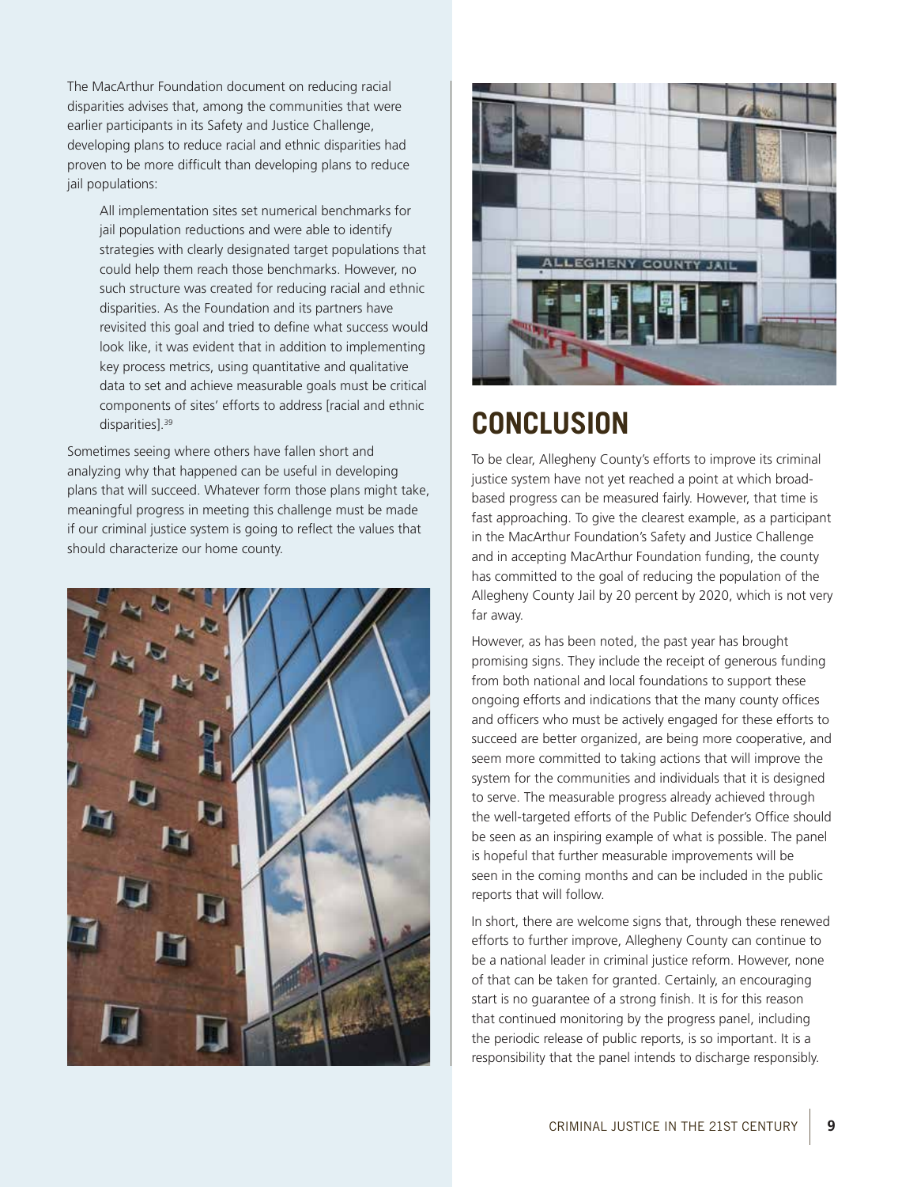The MacArthur Foundation document on reducing racial disparities advises that, among the communities that were earlier participants in its Safety and Justice Challenge, developing plans to reduce racial and ethnic disparities had proven to be more difficult than developing plans to reduce jail populations:

> All implementation sites set numerical benchmarks for jail population reductions and were able to identify strategies with clearly designated target populations that could help them reach those benchmarks. However, no such structure was created for reducing racial and ethnic disparities. As the Foundation and its partners have revisited this goal and tried to define what success would look like, it was evident that in addition to implementing key process metrics, using quantitative and qualitative data to set and achieve measurable goals must be critical components of sites' efforts to address [racial and ethnic disparities].[39]

Sometimes seeing where others have fallen short and analyzing why that happened can be useful in developing plans that will succeed. Whatever form those plans might take, meaningful progress in meeting this challenge must be made if our criminal justice system is going to reflect the values that should characterize our home county.

## CONCLUSION

To be clear, Allegheny County's efforts to improve its criminal justice system have not yet reached a point at which broad-based progress can be measured fairly. However, that time is fast approaching. To give the clearest example, as a participant in the MacArthur Foundation's Safety and Justice Challenge and in accepting MacArthur Foundation funding, the county has committed to the goal of reducing the population of the Allegheny County Jail by 20 percent by 2020, which is not very far away.

However, as has been noted, the past year has brought promising signs. They include the receipt of generous funding from both national and local foundations to support these ongoing efforts and indications that the many county offices and officers who must be actively engaged for these efforts to succeed are better organized, are being more cooperative, and seem more committed to taking actions that will improve the system for the communities and individuals that it is designed to serve. The measurable progress already achieved through the well-targeted efforts of the Public Defender's Office should be seen as an inspiring example of what is possible. The panel is hopeful that further measurable improvements will be seen in the coming months and can be included in the public reports that will follow.

In short, there are welcome signs that, through these renewed efforts to further improve, Allegheny County can continue to be a national leader in criminal justice reform. However, none of that can be taken for granted. Certainly, an encouraging start is no guarantee of a strong finish. It is for this reason that continued monitoring by the progress panel, including the periodic release of public reports, is so important. It is a responsibility that the panel intends to discharge responsibly.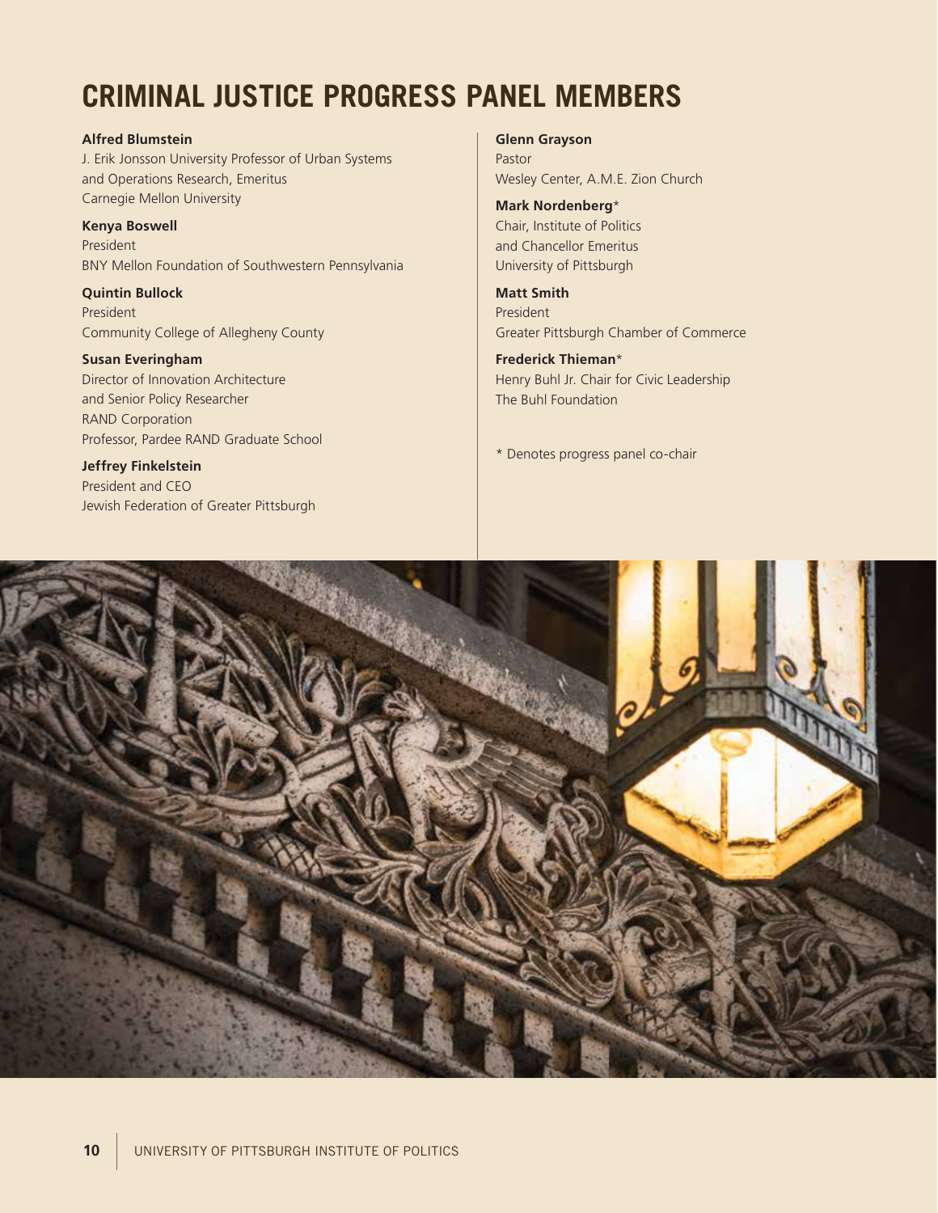# CRIMINAL JUSTICE PROGRESS PANEL MEMBERS

**Alfred Blumstein**
J. Erik Jonsson University Professor of Urban Systems and Operations Research, Emeritus
Carnegie Mellon University

**Kenya Boswell**
President
BNY Mellon Foundation of Southwestern Pennsylvania

**Quintin Bullock**
President
Community College of Allegheny County

**Susan Everingham**
Director of Innovation Architecture and Senior Policy Researcher
RAND Corporation
Professor, Pardee RAND Graduate School

**Jeffrey Finkelstein**
President and CEO
Jewish Federation of Greater Pittsburgh

**Glenn Grayson**
Pastor
Wesley Center, A.M.E. Zion Church

**Mark Nordenberg***
Chair, Institute of Politics and Chancellor Emeritus
University of Pittsburgh

**Matt Smith**
President
Greater Pittsburgh Chamber of Commerce

**Frederick Thieman***
Henry Buhl Jr. Chair for Civic Leadership
The Buhl Foundation

* Denotes progress panel co-chair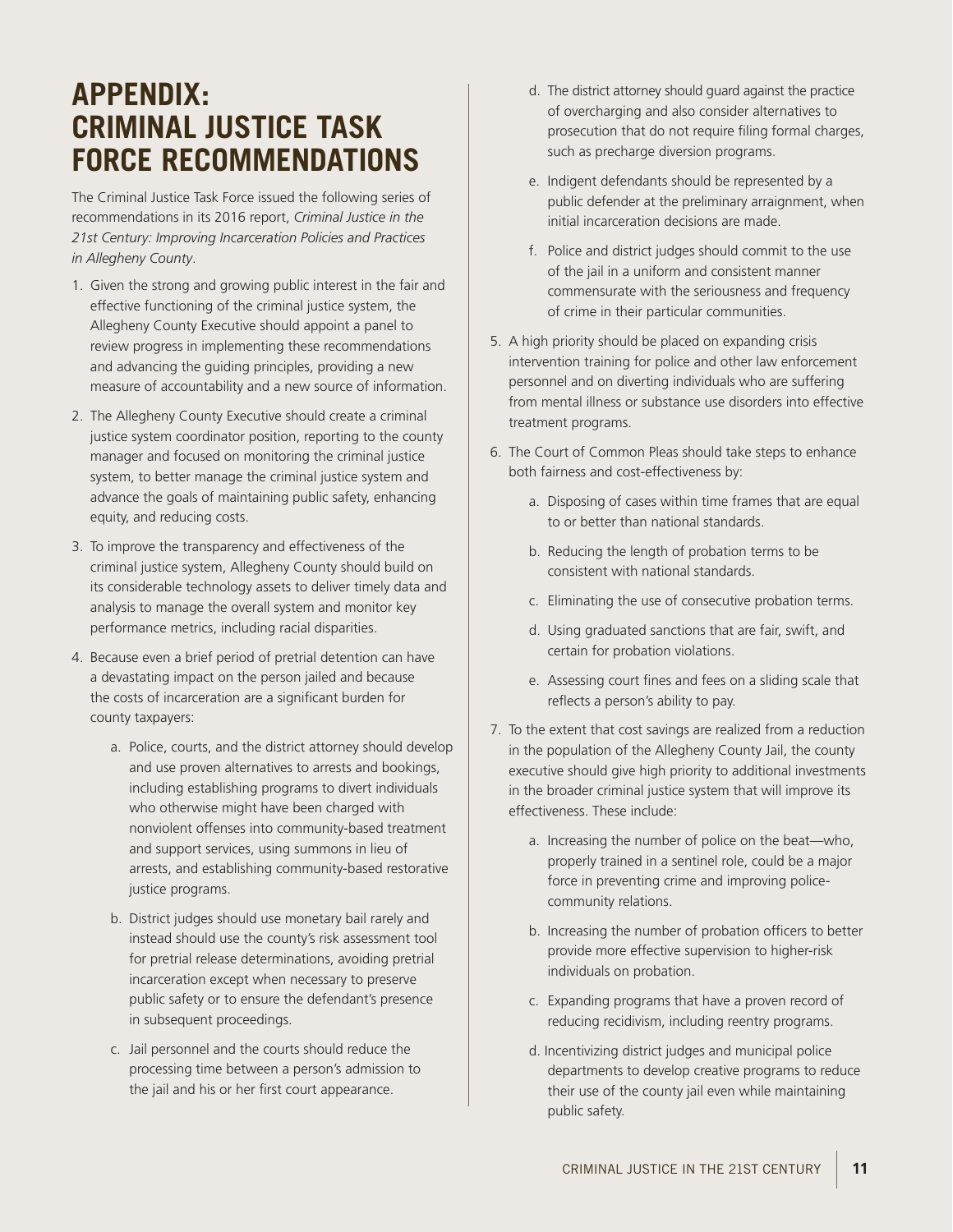# APPENDIX: CRIMINAL JUSTICE TASK FORCE RECOMMENDATIONS

The Criminal Justice Task Force issued the following series of recommendations in its 2016 report, *Criminal Justice in the 21st Century: Improving Incarceration Policies and Practices in Allegheny County*.

1. Given the strong and growing public interest in the fair and effective functioning of the criminal justice system, the Allegheny County Executive should appoint a panel to review progress in implementing these recommendations and advancing the guiding principles, providing a new measure of accountability and a new source of information.

2. The Allegheny County Executive should create a criminal justice system coordinator position, reporting to the county manager and focused on monitoring the criminal justice system, to better manage the criminal justice system and advance the goals of maintaining public safety, enhancing equity, and reducing costs.

3. To improve the transparency and effectiveness of the criminal justice system, Allegheny County should build on its considerable technology assets to deliver timely data and analysis to manage the overall system and monitor key performance metrics, including racial disparities.

4. Because even a brief period of pretrial detention can have a devastating impact on the person jailed and because the costs of incarceration are a significant burden for county taxpayers:

    a. Police, courts, and the district attorney should develop and use proven alternatives to arrests and bookings, including establishing programs to divert individuals who otherwise might have been charged with nonviolent offenses into community-based treatment and support services, using summons in lieu of arrests, and establishing community-based restorative justice programs.

    b. District judges should use monetary bail rarely and instead should use the county's risk assessment tool for pretrial release determinations, avoiding pretrial incarceration except when necessary to preserve public safety or to ensure the defendant's presence in subsequent proceedings.

    c. Jail personnel and the courts should reduce the processing time between a person's admission to the jail and his or her first court appearance.

    d. The district attorney should guard against the practice of overcharging and also consider alternatives to prosecution that do not require filing formal charges, such as precharge diversion programs.

    e. Indigent defendants should be represented by a public defender at the preliminary arraignment, when initial incarceration decisions are made.

    f. Police and district judges should commit to the use of the jail in a uniform and consistent manner commensurate with the seriousness and frequency of crime in their particular communities.

5. A high priority should be placed on expanding crisis intervention training for police and other law enforcement personnel and on diverting individuals who are suffering from mental illness or substance use disorders into effective treatment programs.

6. The Court of Common Pleas should take steps to enhance both fairness and cost-effectiveness by:

    a. Disposing of cases within time frames that are equal to or better than national standards.

    b. Reducing the length of probation terms to be consistent with national standards.

    c. Eliminating the use of consecutive probation terms.

    d. Using graduated sanctions that are fair, swift, and certain for probation violations.

    e. Assessing court fines and fees on a sliding scale that reflects a person's ability to pay.

7. To the extent that cost savings are realized from a reduction in the population of the Allegheny County Jail, the county executive should give high priority to additional investments in the broader criminal justice system that will improve its effectiveness. These include:

    a. Increasing the number of police on the beat—who, properly trained in a sentinel role, could be a major force in preventing crime and improving police-community relations.

    b. Increasing the number of probation officers to better provide more effective supervision to higher-risk individuals on probation.

    c. Expanding programs that have a proven record of reducing recidivism, including reentry programs.

    d. Incentivizing district judges and municipal police departments to develop creative programs to reduce their use of the county jail even while maintaining public safety.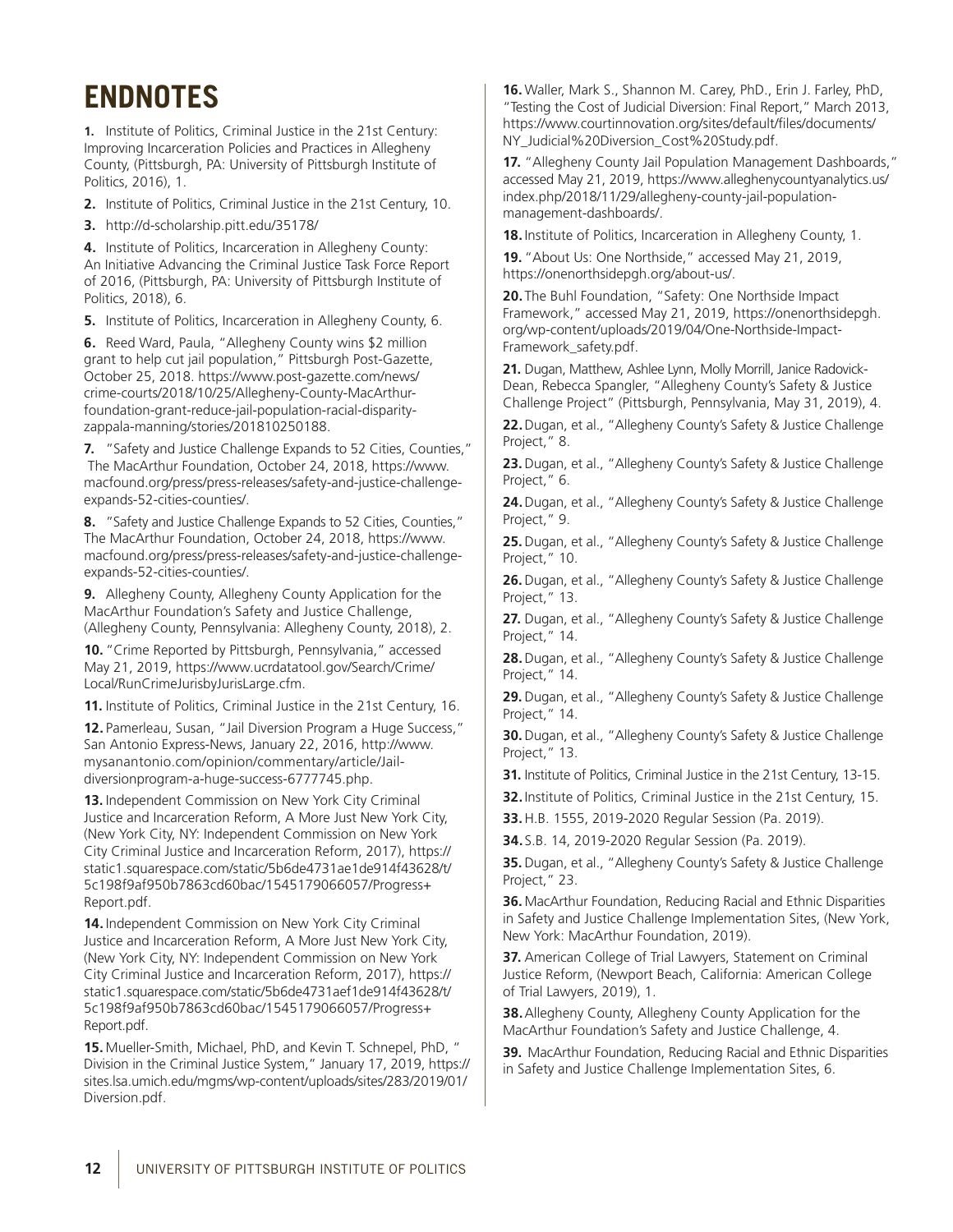# ENDNOTES

1. Institute of Politics, Criminal Justice in the 21st Century: Improving Incarceration Policies and Practices in Allegheny County, (Pittsburgh, PA: University of Pittsburgh Institute of Politics, 2016), 1.

2. Institute of Politics, Criminal Justice in the 21st Century, 10.

3. http://d-scholarship.pitt.edu/35178/

4. Institute of Politics, Incarceration in Allegheny County: An Initiative Advancing the Criminal Justice Task Force Report of 2016, (Pittsburgh, PA: University of Pittsburgh Institute of Politics, 2018), 6.

5. Institute of Politics, Incarceration in Allegheny County, 6.

6. Reed Ward, Paula, "Allegheny County wins $2 million grant to help cut jail population," Pittsburgh Post-Gazette, October 25, 2018. https://www.post-gazette.com/news/crime-courts/2018/10/25/Allegheny-County-MacArthur-foundation-grant-reduce-jail-population-racial-disparity-zappala-manning/stories/201810250188.

7. "Safety and Justice Challenge Expands to 52 Cities, Counties," The MacArthur Foundation, October 24, 2018, https://www.macfound.org/press/press-releases/safety-and-justice-challenge-expands-52-cities-counties/.

8. "Safety and Justice Challenge Expands to 52 Cities, Counties," The MacArthur Foundation, October 24, 2018, https://www.macfound.org/press/press-releases/safety-and-justice-challenge-expands-52-cities-counties/.

9. Allegheny County, Allegheny County Application for the MacArthur Foundation's Safety and Justice Challenge, (Allegheny County, Pennsylvania: Allegheny County, 2018), 2.

10. "Crime Reported by Pittsburgh, Pennsylvania," accessed May 21, 2019, https://www.ucrdatatool.gov/Search/Crime/Local/RunCrimeJurisbyJurisLarge.cfm.

11. Institute of Politics, Criminal Justice in the 21st Century, 16.

12. Pamerleau, Susan, "Jail Diversion Program a Huge Success," San Antonio Express-News, January 22, 2016, http://www.mysanantonio.com/opinion/commentary/article/Jail-diversionprogram-a-huge-success-6777745.php.

13. Independent Commission on New York City Criminal Justice and Incarceration Reform, A More Just New York City, (New York City, NY: Independent Commission on New York City Criminal Justice and Incarceration Reform, 2017), https://static1.squarespace.com/static/5b6de4731ae1de914f43628/t/5c198f9af950b7863cd60bac/1545179066057/Progress+Report.pdf.

14. Independent Commission on New York City Criminal Justice and Incarceration Reform, A More Just New York City, (New York City, NY: Independent Commission on New York City Criminal Justice and Incarceration Reform, 2017), https://static1.squarespace.com/static/5b6de4731aef1de914f43628/t/5c198f9af950b7863cd60bac/1545179066057/Progress+Report.pdf.

15. Mueller-Smith, Michael, PhD, and Kevin T. Schnepel, PhD, " Division in the Criminal Justice System," January 17, 2019, https://sites.lsa.umich.edu/mgms/wp-content/uploads/sites/283/2019/01/Diversion.pdf.

16. Waller, Mark S., Shannon M. Carey, PhD., Erin J. Farley, PhD, "Testing the Cost of Judicial Diversion: Final Report," March 2013, https://www.courtinnovation.org/sites/default/files/documents/NY_Judicial%20Diversion_Cost%20Study.pdf.

17. "Allegheny County Jail Population Management Dashboards," accessed May 21, 2019, https://www.alleghenycountyanalytics.us/index.php/2018/11/29/allegheny-county-jail-population-management-dashboards/.

18. Institute of Politics, Incarceration in Allegheny County, 1.

19. "About Us: One Northside," accessed May 21, 2019, https://onenorthsidepgh.org/about-us/.

20. The Buhl Foundation, "Safety: One Northside Impact Framework," accessed May 21, 2019, https://onenorthsidepgh.org/wp-content/uploads/2019/04/One-Northside-Impact-Framework_safety.pdf.

21. Dugan, Matthew, Ashlee Lynn, Molly Morrill, Janice Radovick-Dean, Rebecca Spangler, "Allegheny County's Safety & Justice Challenge Project" (Pittsburgh, Pennsylvania, May 31, 2019), 4.

22. Dugan, et al., "Allegheny County's Safety & Justice Challenge Project," 8.

23. Dugan, et al., "Allegheny County's Safety & Justice Challenge Project," 6.

24. Dugan, et al., "Allegheny County's Safety & Justice Challenge Project," 9.

25. Dugan, et al., "Allegheny County's Safety & Justice Challenge Project," 10.

26. Dugan, et al., "Allegheny County's Safety & Justice Challenge Project," 13.

27. Dugan, et al., "Allegheny County's Safety & Justice Challenge Project," 14.

28. Dugan, et al., "Allegheny County's Safety & Justice Challenge Project," 14.

29. Dugan, et al., "Allegheny County's Safety & Justice Challenge Project," 14.

30. Dugan, et al., "Allegheny County's Safety & Justice Challenge Project," 13.

31. Institute of Politics, Criminal Justice in the 21st Century, 13-15.

32. Institute of Politics, Criminal Justice in the 21st Century, 15.

33. H.B. 1555, 2019-2020 Regular Session (Pa. 2019).

34. S.B. 14, 2019-2020 Regular Session (Pa. 2019).

35. Dugan, et al., "Allegheny County's Safety & Justice Challenge Project," 23.

36. MacArthur Foundation, Reducing Racial and Ethnic Disparities in Safety and Justice Challenge Implementation Sites, (New York, New York: MacArthur Foundation, 2019).

37. American College of Trial Lawyers, Statement on Criminal Justice Reform, (Newport Beach, California: American College of Trial Lawyers, 2019), 1.

38. Allegheny County, Allegheny County Application for the MacArthur Foundation's Safety and Justice Challenge, 4.

39. MacArthur Foundation, Reducing Racial and Ethnic Disparities in Safety and Justice Challenge Implementation Sites, 6.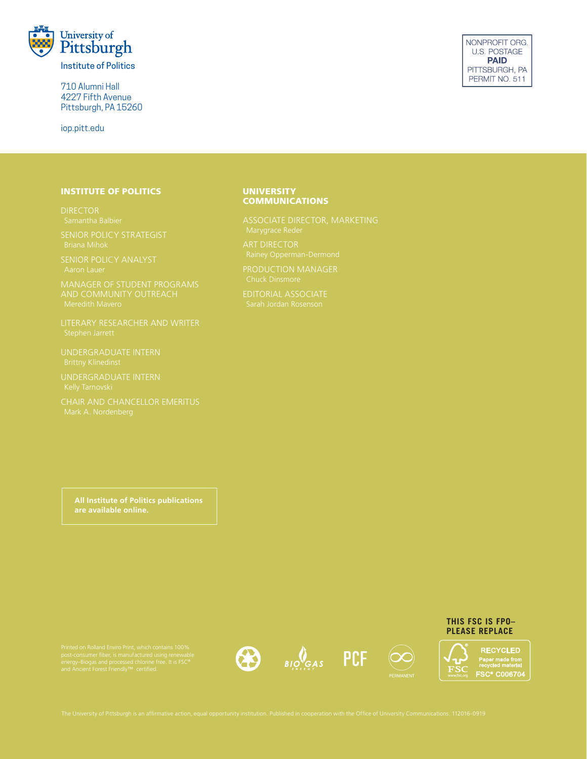University of Pittsburgh

Institute of Politics

710 Alumni Hall
4227 Fifth Avenue
Pittsburgh, PA 15260

iop.pitt.edu

NONPROFIT ORG.
U.S. POSTAGE
**PAID**
PITTSBURGH, PA
PERMIT NO. 511

## INSTITUTE OF POLITICS

DIRECTOR
Samantha Balbier

SENIOR POLICY STRATEGIST
Briana Mihok

SENIOR POLICY ANALYST
Aaron Lauer

MANAGER OF STUDENT PROGRAMS AND COMMUNITY OUTREACH
Meredith Mavero

LITERARY RESEARCHER AND WRITER
Stephen Jarrett

UNDERGRADUATE INTERN
Brittny Klinedinst

UNDERGRADUATE INTERN
Kelly Tarnovski

CHAIR AND CHANCELLOR EMERITUS
Mark A. Nordenberg

## UNIVERSITY COMMUNICATIONS

ASSOCIATE DIRECTOR, MARKETING
Marygrace Reder

ART DIRECTOR
Rainey Opperman-Dermond

PRODUCTION MANAGER
Chuck Dinsmore

EDITORIAL ASSOCIATE
Sarah Jordan Rosenson

**All Institute of Politics publications are available online.**

Printed on Rolland Enviro Print, which contains 100% post-consumer fiber, is manufactured using renewable energy–Biogas and processed chlorine free. It is FSC® and Ancient Forest Friendly™ certified.

BIOGAS ENERGY

PCF

PERMANENT

**THIS FSC IS FPO– PLEASE REPLACE**

FSC www.fsc.org RECYCLED Paper made from recycled material FSC® C006704

The University of Pittsburgh is an affirmative action, equal opportunity institution. Published in cooperation with the Office of University Communications. 112016-0919